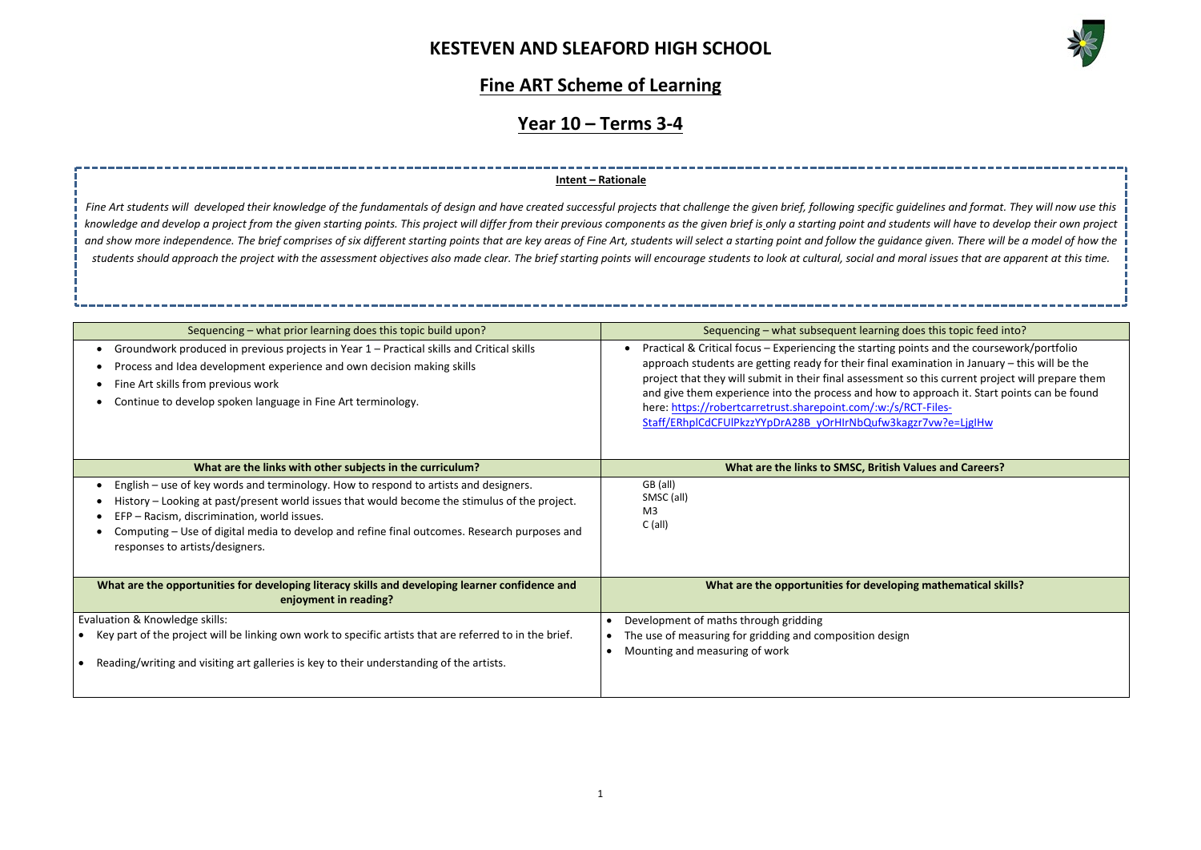# KESTEVEN AND SLEAFORD HIGH SCHOOL

## Fine ART Scheme of Learning

## Year 10 – Terms 3-4

**Intent – Rationale**

*Fine Art students will developed their knowledge of the fundamentals of design and have created successful projects that challenge the given brief, following specific guidelines and format. They will now use this knowledge and develop a project from the given starting points. This project will differ from their previous components as the given brief is only a starting point and students will have to develop their own project and show more independence. The brief comprises of six different starting points that are key areas of Fine Art, students will select a starting point and follow the guidance given. There will be a model of how the students should approach the project with the assessment objectives also made clear. The brief starting points will encourage students to look at cultural, social and moral issues that are apparent at this time.*

| Sequencing – what prior learning does this topic build upon? | Sequencing – what subsequent learning does this topic feed into? |
|---|---|
| • Groundwork produced in previous projects in Year 1 – Practical skills and Critical skills<br>• Process and Idea development experience and own decision making skills<br>• Fine Art skills from previous work<br>• Continue to develop spoken language in Fine Art terminology. | • Practical & Critical focus – Experiencing the starting points and the coursework/portfolio approach students are getting ready for their final examination in January – this will be the project that they will submit in their final assessment so this current project will prepare them and give them experience into the process and how to approach it. Start points can be found here: https://robertcarretrust.sharepoint.com/:w:/s/RCT-Files-Staff/ERhplCdCFUlPkzzYYpDrA28B_yOrHIrNbQufw3kagzr7vw?e=LjgIHw |
| **What are the links with other subjects in the curriculum?** | **What are the links to SMSC, British Values and Careers?** |
| • English – use of key words and terminology. How to respond to artists and designers.<br>• History – Looking at past/present world issues that would become the stimulus of the project.<br>• EFP – Racism, discrimination, world issues.<br>• Computing – Use of digital media to develop and refine final outcomes. Research purposes and responses to artists/designers. | GB (all)<br>SMSC (all)<br>M3<br>C (all) |
| **What are the opportunities for developing literacy skills and developing learner confidence and enjoyment in reading?** | **What are the opportunities for developing mathematical skills?** |
| Evaluation & Knowledge skills:<br>• Key part of the project will be linking own work to specific artists that are referred to in the brief.<br>• Reading/writing and visiting art galleries is key to their understanding of the artists. | • Development of maths through gridding<br>• The use of measuring for gridding and composition design<br>• Mounting and measuring of work |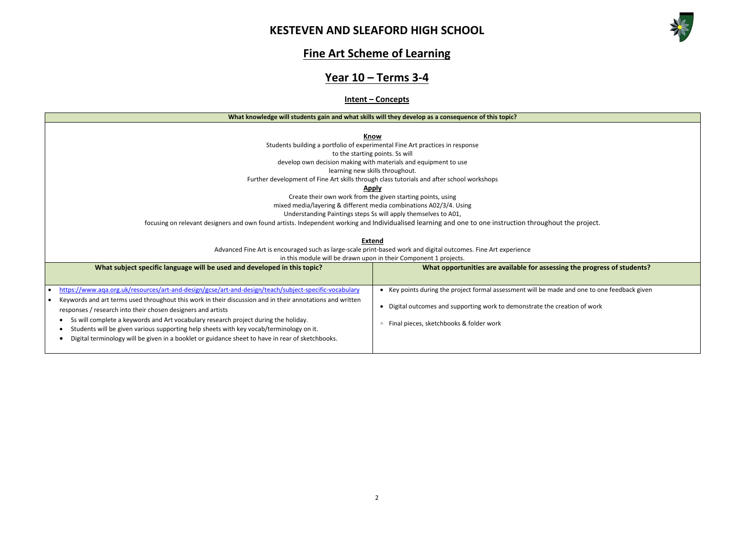# KESTEVEN AND SLEAFORD HIGH SCHOOL

## Fine Art Scheme of Learning

## Year 10 – Terms 3-4

### Intent – Concepts

**What knowledge will students gain and what skills will they develop as a consequence of this topic?**

**Know**

Students building a portfolio of experimental Fine Art practices in response to the starting points. Ss will develop own decision making with materials and equipment to use learning new skills throughout.

Further development of Fine Art skills through class tutorials and after school workshops

**Apply**

Create their own work from the given starting points, using mixed media/layering & different media combinations A02/3/4. Using Understanding Paintings steps Ss will apply themselves to A01, focusing on relevant designers and own found artists. Independent working and Individualised learning and one to one instruction throughout the project.

**Extend**

Advanced Fine Art is encouraged such as large-scale print-based work and digital outcomes. Fine Art experience in this module will be drawn upon in their Component 1 projects.

| What subject specific language will be used and developed in this topic? | What opportunities are available for assessing the progress of students? |
|---|---|
| • https://www.aqa.org.uk/resources/art-and-design/gcse/art-and-design/teach/subject-specific-vocabulary<br>• Keywords and art terms used throughout this work in their discussion and in their annotations and written responses / research into their chosen designers and artists<br>• Ss will complete a keywords and Art vocabulary research project during the holiday.<br>• Students will be given various supporting help sheets with key vocab/terminology on it.<br>• Digital terminology will be given in a booklet or guidance sheet to have in rear of sketchbooks. | • Key points during the project formal assessment will be made and one to one feedback given<br>• Digital outcomes and supporting work to demonstrate the creation of work<br>• Final pieces, sketchbooks & folder work |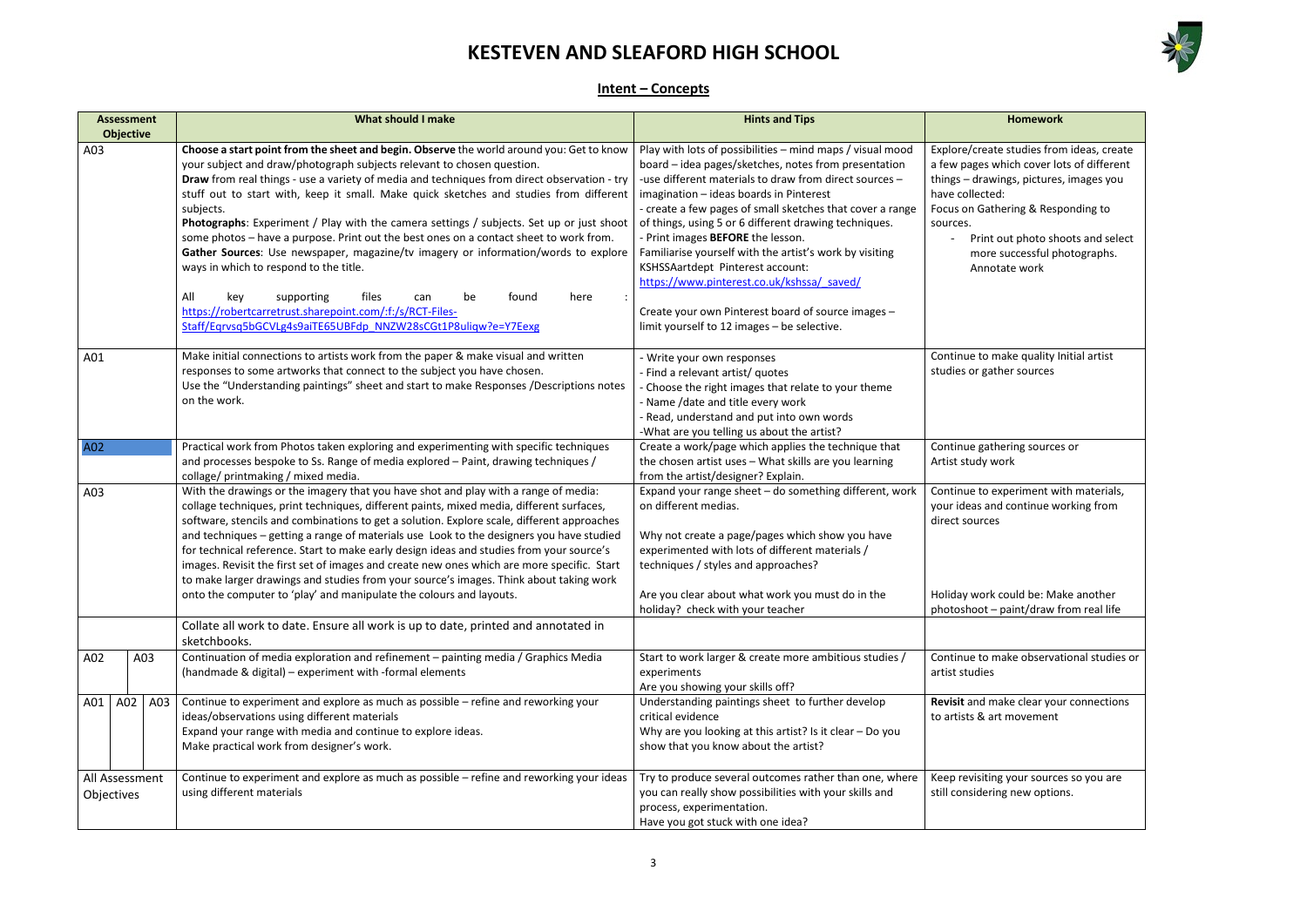# KESTEVEN AND SLEAFORD HIGH SCHOOL

## Intent – Concepts

| Assessment Objective | What should I make | Hints and Tips | Homework |
|---|---|---|---|
| A03 | **Choose a start point from the sheet and begin. Observe** the world around you: Get to know your subject and draw/photograph subjects relevant to chosen question.<br>**Draw** from real things - use a variety of media and techniques from direct observation - try stuff out to start with, keep it small. Make quick sketches and studies from different subjects.<br>**Photographs**: Experiment / Play with the camera settings / subjects. Set up or just shoot some photos – have a purpose. Print out the best ones on a contact sheet to work from.<br>**Gather Sources**: Use newspaper, magazine/tv imagery or information/words to explore ways in which to respond to the title.<br><br>All key supporting files can be found here : https://robertcarretrust.sharepoint.com/:f:/s/RCT-Files-Staff/Eqrvsq5bGCVLg4s9aiTE65UBFdp_NNZW28sCGt1P8uliqw?e=Y7Eexg | Play with lots of possibilities – mind maps / visual mood board – idea pages/sketches, notes from presentation<br>-use different materials to draw from direct sources – imagination – ideas boards in Pinterest<br>- create a few pages of small sketches that cover a range of things, using 5 or 6 different drawing techniques.<br>- Print images **BEFORE** the lesson.<br>Familiarise yourself with the artist's work by visiting KSHSSAartdept Pinterest account: https://www.pinterest.co.uk/kshssa/_saved/<br><br>Create your own Pinterest board of source images – limit yourself to 12 images – be selective. | Explore/create studies from ideas, create a few pages which cover lots of different things – drawings, pictures, images you have collected:<br>Focus on Gathering & Responding to sources.<br>- Print out photo shoots and select more successful photographs. Annotate work |
| A01 | Make initial connections to artists work from the paper & make visual and written responses to some artworks that connect to the subject you have chosen.<br>Use the "Understanding paintings" sheet and start to make Responses /Descriptions notes on the work. | - Write your own responses<br>- Find a relevant artist/ quotes<br>- Choose the right images that relate to your theme<br>- Name /date and title every work<br>- Read, understand and put into own words<br>-What are you telling us about the artist? | Continue to make quality Initial artist studies or gather sources |
| A02 | Practical work from Photos taken exploring and experimenting with specific techniques and processes bespoke to Ss. Range of media explored – Paint, drawing techniques / collage/ printmaking / mixed media. | Create a work/page which applies the technique that the chosen artist uses – What skills are you learning from the artist/designer? Explain. | Continue gathering sources or Artist study work |
| A03 | With the drawings or the imagery that you have shot and play with a range of media: collage techniques, print techniques, different paints, mixed media, different surfaces, software, stencils and combinations to get a solution. Explore scale, different approaches and techniques – getting a range of materials use Look to the designers you have studied for technical reference. Start to make early design ideas and studies from your source's images. Revisit the first set of images and create new ones which are more specific. Start to make larger drawings and studies from your source's images. Think about taking work onto the computer to 'play' and manipulate the colours and layouts. | Expand your range sheet – do something different, work on different medias.<br><br>Why not create a page/pages which show you have experimented with lots of different materials / techniques / styles and approaches?<br><br>Are you clear about what work you must do in the holiday? check with your teacher | Continue to experiment with materials, your ideas and continue working from direct sources<br><br><br>Holiday work could be: Make another photoshoot – paint/draw from real life |
| | Collate all work to date. Ensure all work is up to date, printed and annotated in sketchbooks. | | |
| A02 A03 | Continuation of media exploration and refinement – painting media / Graphics Media (handmade & digital) – experiment with -formal elements | Start to work larger & create more ambitious studies / experiments<br>Are you showing your skills off? | Continue to make observational studies or artist studies |
| A01 A02 A03 | Continue to experiment and explore as much as possible – refine and reworking your ideas/observations using different materials<br>Expand your range with media and continue to explore ideas.<br>Make practical work from designer's work. | Understanding paintings sheet to further develop critical evidence<br>Why are you looking at this artist? Is it clear – Do you show that you know about the artist? | **Revisit** and make clear your connections to artists & art movement |
| All Assessment Objectives | Continue to experiment and explore as much as possible – refine and reworking your ideas using different materials | Try to produce several outcomes rather than one, where you can really show possibilities with your skills and process, experimentation.<br>Have you got stuck with one idea? | Keep revisiting your sources so you are still considering new options. |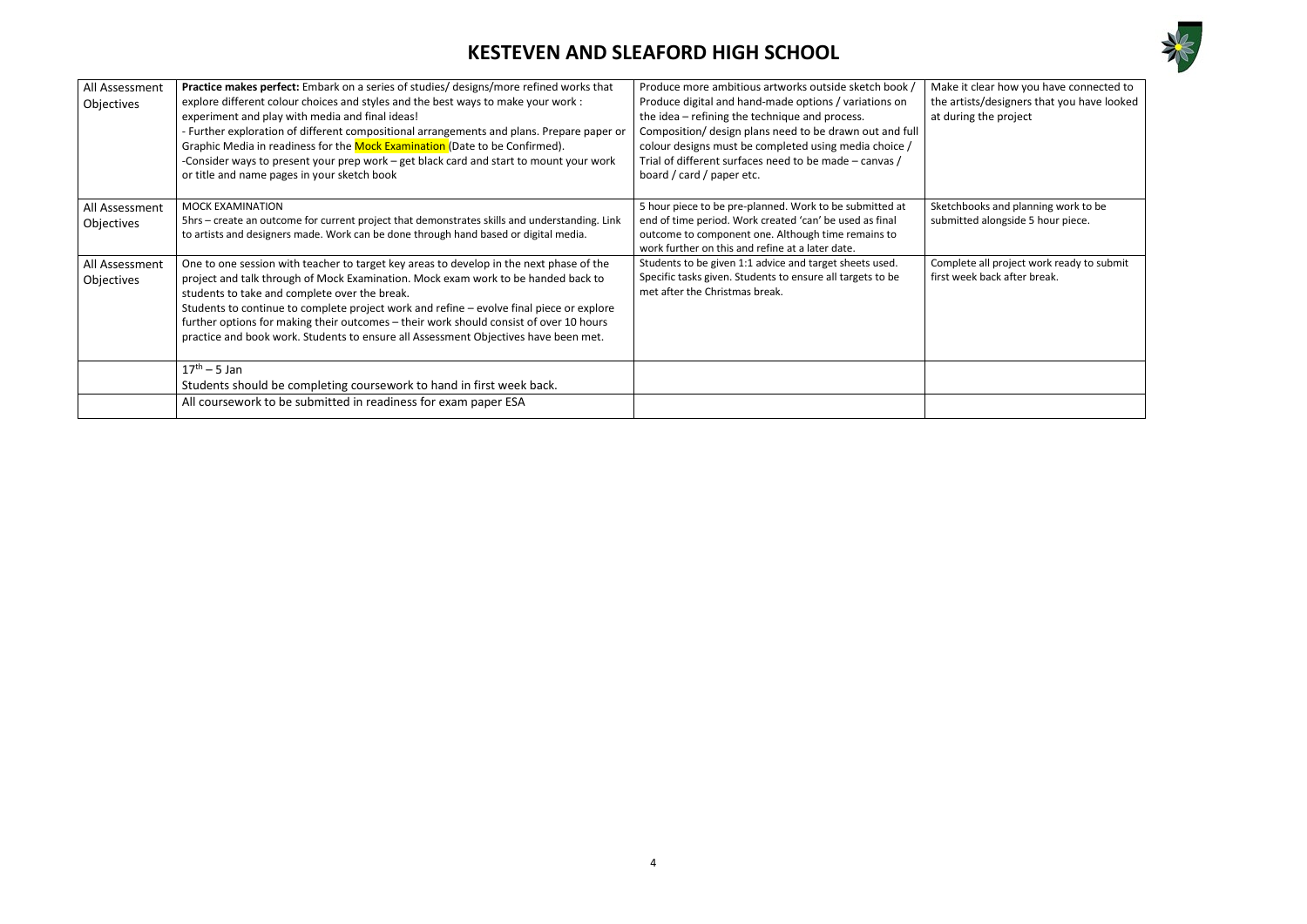# KESTEVEN AND SLEAFORD HIGH SCHOOL

| | | | |
|---|---|---|---|
| All Assessment Objectives | **Practice makes perfect:** Embark on a series of studies/ designs/more refined works that explore different colour choices and styles and the best ways to make your work : experiment and play with media and final ideas!<br>- Further exploration of different compositional arrangements and plans. Prepare paper or Graphic Media in readiness for the Mock Examination (Date to be Confirmed).<br>-Consider ways to present your prep work – get black card and start to mount your work or title and name pages in your sketch book | Produce more ambitious artworks outside sketch book / Produce digital and hand-made options / variations on the idea – refining the technique and process. Composition/ design plans need to be drawn out and full colour designs must be completed using media choice / Trial of different surfaces need to be made – canvas / board / card / paper etc. | Make it clear how you have connected to the artists/designers that you have looked at during the project |
| All Assessment Objectives | MOCK EXAMINATION<br>5hrs – create an outcome for current project that demonstrates skills and understanding. Link to artists and designers made. Work can be done through hand based or digital media. | 5 hour piece to be pre-planned. Work to be submitted at end of time period. Work created 'can' be used as final outcome to component one. Although time remains to work further on this and refine at a later date. | Sketchbooks and planning work to be submitted alongside 5 hour piece. |
| All Assessment Objectives | One to one session with teacher to target key areas to develop in the next phase of the project and talk through of Mock Examination. Mock exam work to be handed back to students to take and complete over the break.<br>Students to continue to complete project work and refine – evolve final piece or explore further options for making their outcomes – their work should consist of over 10 hours practice and book work. Students to ensure all Assessment Objectives have been met. | Students to be given 1:1 advice and target sheets used. Specific tasks given. Students to ensure all targets to be met after the Christmas break. | Complete all project work ready to submit first week back after break. |
| | $17^{th}$ – 5 Jan<br>Students should be completing coursework to hand in first week back. | | |
| | All coursework to be submitted in readiness for exam paper ESA | | |